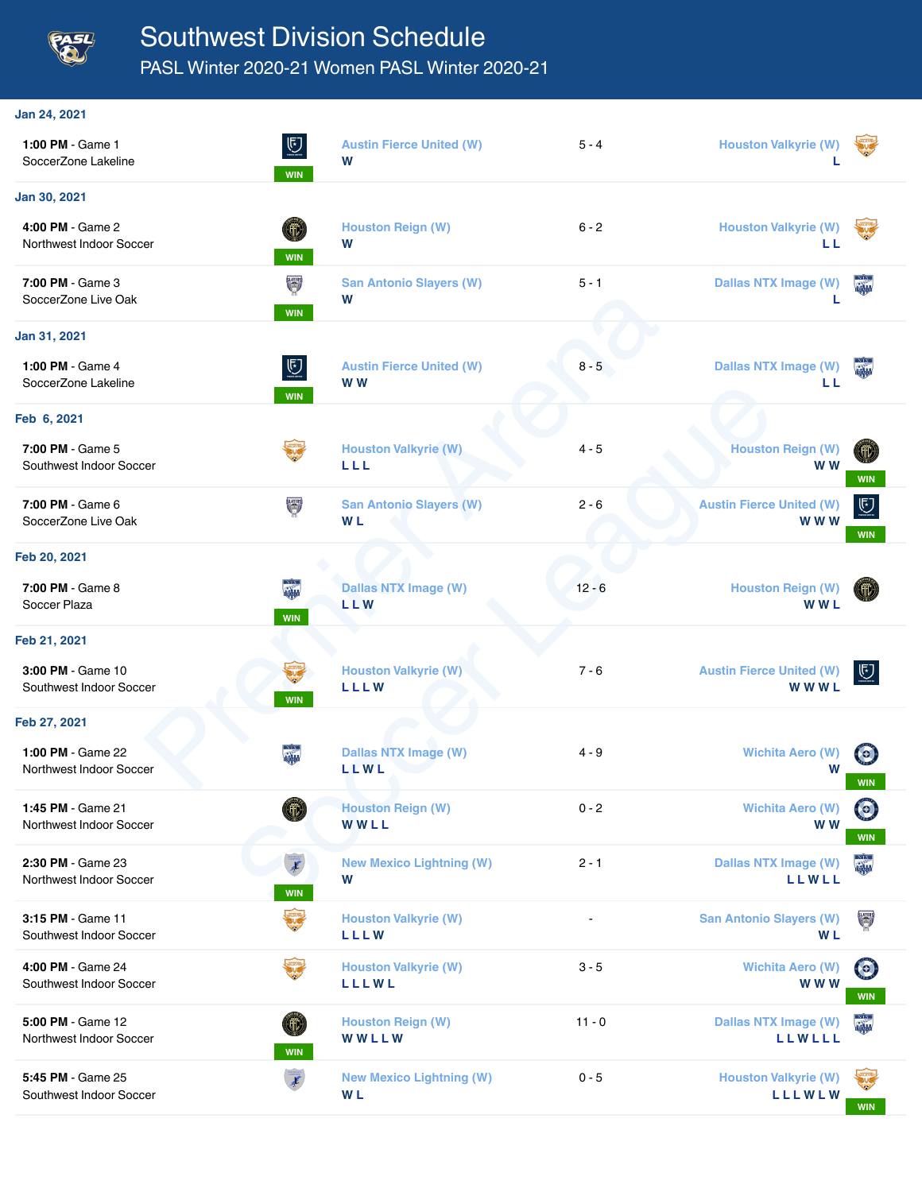# Southwest Division Schedule

## PASL Winter 2020-21 Women PASL Winter 2020-21

### Jan 24, 2021

| Time / Venue | Home | Score | Away |
|---|---|---|---|
| **1:00 PM** - Game 1<br>SoccerZone Lakeline | Austin Fierce United (W) **WIN**<br>W | 5 - 4 | Houston Valkyrie (W)<br>L |

### Jan 30, 2021

| Time / Venue | Home | Score | Away |
|---|---|---|---|
| **4:00 PM** - Game 2<br>Northwest Indoor Soccer | Houston Reign (W) **WIN**<br>W | 6 - 2 | Houston Valkyrie (W)<br>L L |
| **7:00 PM** - Game 3<br>SoccerZone Live Oak | San Antonio Slayers (W) **WIN**<br>W | 5 - 1 | Dallas NTX Image (W)<br>L |

### Jan 31, 2021

| Time / Venue | Home | Score | Away |
|---|---|---|---|
| **1:00 PM** - Game 4<br>SoccerZone Lakeline | Austin Fierce United (W) **WIN**<br>W W | 8 - 5 | Dallas NTX Image (W)<br>L L |

### Feb 6, 2021

| Time / Venue | Home | Score | Away |
|---|---|---|---|
| **7:00 PM** - Game 5<br>Southwest Indoor Soccer | Houston Valkyrie (W)<br>L L L | 4 - 5 | Houston Reign (W) **WIN**<br>W W |
| **7:00 PM** - Game 6<br>SoccerZone Live Oak | San Antonio Slayers (W)<br>W L | 2 - 6 | Austin Fierce United (W) **WIN**<br>W W W |

### Feb 20, 2021

| Time / Venue | Home | Score | Away |
|---|---|---|---|
| **7:00 PM** - Game 8<br>Soccer Plaza | Dallas NTX Image (W) **WIN**<br>L L W | 12 - 6 | Houston Reign (W)<br>W W L |

### Feb 21, 2021

| Time / Venue | Home | Score | Away |
|---|---|---|---|
| **3:00 PM** - Game 10<br>Southwest Indoor Soccer | Houston Valkyrie (W) **WIN**<br>L L L W | 7 - 6 | Austin Fierce United (W)<br>W W W L |

### Feb 27, 2021

| Time / Venue | Home | Score | Away |
|---|---|---|---|
| **1:00 PM** - Game 22<br>Northwest Indoor Soccer | Dallas NTX Image (W)<br>L L W L | 4 - 9 | Wichita Aero (W) **WIN**<br>W |
| **1:45 PM** - Game 21<br>Northwest Indoor Soccer | Houston Reign (W)<br>W W L L | 0 - 2 | Wichita Aero (W) **WIN**<br>W W |
| **2:30 PM** - Game 23<br>Northwest Indoor Soccer | New Mexico Lightning (W) **WIN**<br>W | 2 - 1 | Dallas NTX Image (W)<br>L L W L L |
| **3:15 PM** - Game 11<br>Southwest Indoor Soccer | Houston Valkyrie (W)<br>L L L W | - | San Antonio Slayers (W)<br>W L |
| **4:00 PM** - Game 24<br>Southwest Indoor Soccer | Houston Valkyrie (W)<br>L L L W L | 3 - 5 | Wichita Aero (W) **WIN**<br>W W W |
| **5:00 PM** - Game 12<br>Northwest Indoor Soccer | Houston Reign (W) **WIN**<br>W W L L W | 11 - 0 | Dallas NTX Image (W)<br>L L W L L L |
| **5:45 PM** - Game 25<br>Southwest Indoor Soccer | New Mexico Lightning (W)<br>W L | 0 - 5 | Houston Valkyrie (W) **WIN**<br>L L L W L W |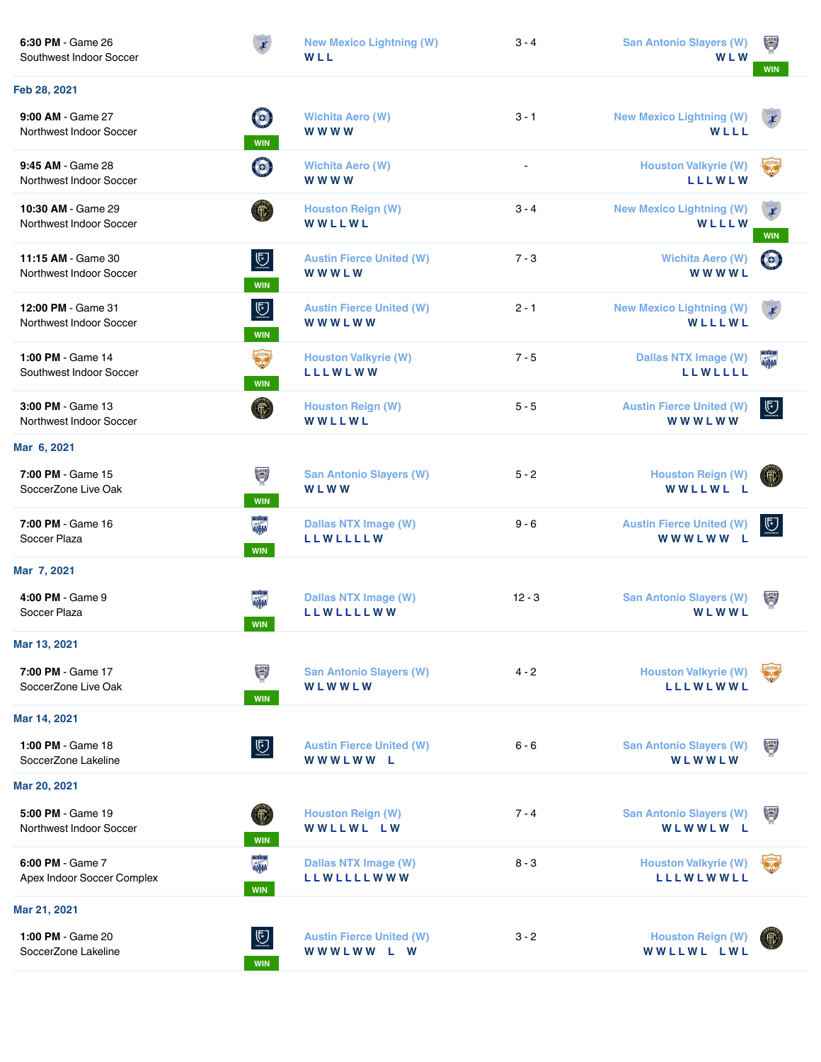| | | | | | |
|---|---|---|---|---|---|
| **6:30 PM** - Game 26<br>Southwest Indoor Soccer | | New Mexico Lightning (W)<br>W L L | 3 - 4 | San Antonio Slayers (W)<br>W L W | WIN |

**Feb 28, 2021**

| | | | | | |
|---|---|---|---|---|---|
| **9:00 AM** - Game 27<br>Northwest Indoor Soccer | WIN | Wichita Aero (W)<br>W W W W | 3 - 1 | New Mexico Lightning (W)<br>W L L L | |
| **9:45 AM** - Game 28<br>Northwest Indoor Soccer | | Wichita Aero (W)<br>W W W W | - | Houston Valkyrie (W)<br>L L L W L W | |
| **10:30 AM** - Game 29<br>Northwest Indoor Soccer | | Houston Reign (W)<br>W W L L W L | 3 - 4 | New Mexico Lightning (W)<br>W L L L W | WIN |
| **11:15 AM** - Game 30<br>Northwest Indoor Soccer | WIN | Austin Fierce United (W)<br>W W W L W | 7 - 3 | Wichita Aero (W)<br>W W W W L | |
| **12:00 PM** - Game 31<br>Northwest Indoor Soccer | WIN | Austin Fierce United (W)<br>W W W L W W | 2 - 1 | New Mexico Lightning (W)<br>W L L L W L | |
| **1:00 PM** - Game 14<br>Southwest Indoor Soccer | WIN | Houston Valkyrie (W)<br>L L L W L W W | 7 - 5 | Dallas NTX Image (W)<br>L L W L L L L | |
| **3:00 PM** - Game 13<br>Northwest Indoor Soccer | | Houston Reign (W)<br>W W L L W L | 5 - 5 | Austin Fierce United (W)<br>W W W L W W | |

**Mar 6, 2021**

| | | | | | |
|---|---|---|---|---|---|
| **7:00 PM** - Game 15<br>SoccerZone Live Oak | WIN | San Antonio Slayers (W)<br>W L W W | 5 - 2 | Houston Reign (W)<br>W W L L W L L | |
| **7:00 PM** - Game 16<br>Soccer Plaza | WIN | Dallas NTX Image (W)<br>L L W L L L L W | 9 - 6 | Austin Fierce United (W)<br>W W W L W W L | |

**Mar 7, 2021**

| | | | | | |
|---|---|---|---|---|---|
| **4:00 PM** - Game 9<br>Soccer Plaza | WIN | Dallas NTX Image (W)<br>L L W L L L L W W | 12 - 3 | San Antonio Slayers (W)<br>W L W W L | |

**Mar 13, 2021**

| | | | | | |
|---|---|---|---|---|---|
| **7:00 PM** - Game 17<br>SoccerZone Live Oak | WIN | San Antonio Slayers (W)<br>W L W W L W | 4 - 2 | Houston Valkyrie (W)<br>L L L W L W W L | |

**Mar 14, 2021**

| | | | | | |
|---|---|---|---|---|---|
| **1:00 PM** - Game 18<br>SoccerZone Lakeline | | Austin Fierce United (W)<br>W W W L W W L | 6 - 6 | San Antonio Slayers (W)<br>W L W W L W | |

**Mar 20, 2021**

| | | | | | |
|---|---|---|---|---|---|
| **5:00 PM** - Game 19<br>Northwest Indoor Soccer | WIN | Houston Reign (W)<br>W W L L W L L W | 7 - 4 | San Antonio Slayers (W)<br>W L W W L W L | |
| **6:00 PM** - Game 7<br>Apex Indoor Soccer Complex | WIN | Dallas NTX Image (W)<br>L L W L L L L W W W | 8 - 3 | Houston Valkyrie (W)<br>L L L W L W W L L | |

**Mar 21, 2021**

| | | | | | |
|---|---|---|---|---|---|
| **1:00 PM** - Game 20<br>SoccerZone Lakeline | WIN | Austin Fierce United (W)<br>W W W L W W L W | 3 - 2 | Houston Reign (W)<br>W W L L W L L W L | |